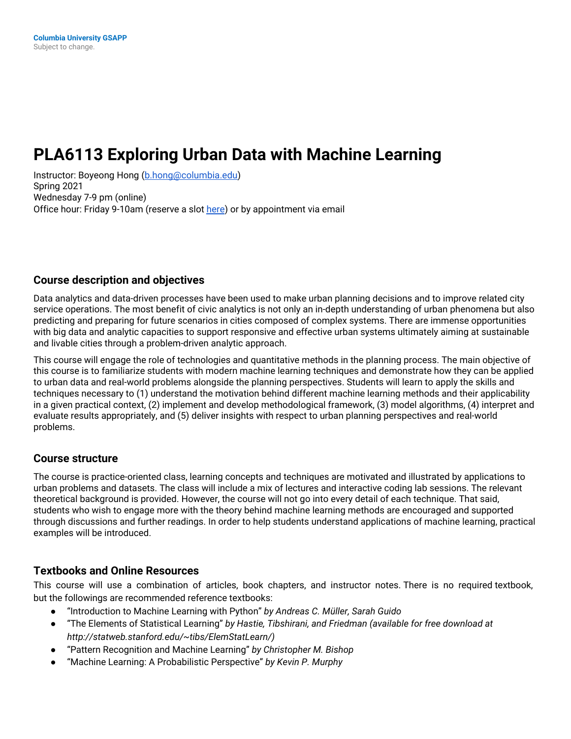Columbia University GSAPP
Subject to change.

# PLA6113 Exploring Urban Data with Machine Learning

Instructor: Boyeong Hong ([b.hong@columbia.edu](mailto:b.hong@columbia.edu))
Spring 2021
Wednesday 7-9 pm (online)
Office hour: Friday 9-10am (reserve a slot here) or by appointment via email

## Course description and objectives

Data analytics and data-driven processes have been used to make urban planning decisions and to improve related city service operations. The most benefit of civic analytics is not only an in-depth understanding of urban phenomena but also predicting and preparing for future scenarios in cities composed of complex systems. There are immense opportunities with big data and analytic capacities to support responsive and effective urban systems ultimately aiming at sustainable and livable cities through a problem-driven analytic approach.

This course will engage the role of technologies and quantitative methods in the planning process. The main objective of this course is to familiarize students with modern machine learning techniques and demonstrate how they can be applied to urban data and real-world problems alongside the planning perspectives. Students will learn to apply the skills and techniques necessary to (1) understand the motivation behind different machine learning methods and their applicability in a given practical context, (2) implement and develop methodological framework, (3) model algorithms, (4) interpret and evaluate results appropriately, and (5) deliver insights with respect to urban planning perspectives and real-world problems.

## Course structure

The course is practice-oriented class, learning concepts and techniques are motivated and illustrated by applications to urban problems and datasets. The class will include a mix of lectures and interactive coding lab sessions. The relevant theoretical background is provided. However, the course will not go into every detail of each technique. That said, students who wish to engage more with the theory behind machine learning methods are encouraged and supported through discussions and further readings. In order to help students understand applications of machine learning, practical examples will be introduced.

## Textbooks and Online Resources

This course will use a combination of articles, book chapters, and instructor notes. There is no required textbook, but the followings are recommended reference textbooks:

- "Introduction to Machine Learning with Python" *by Andreas C. Müller, Sarah Guido*
- "The Elements of Statistical Learning" *by Hastie, Tibshirani, and Friedman (available for free download at http://statweb.stanford.edu/~tibs/ElemStatLearn/)*
- "Pattern Recognition and Machine Learning" *by Christopher M. Bishop*
- "Machine Learning: A Probabilistic Perspective" *by Kevin P. Murphy*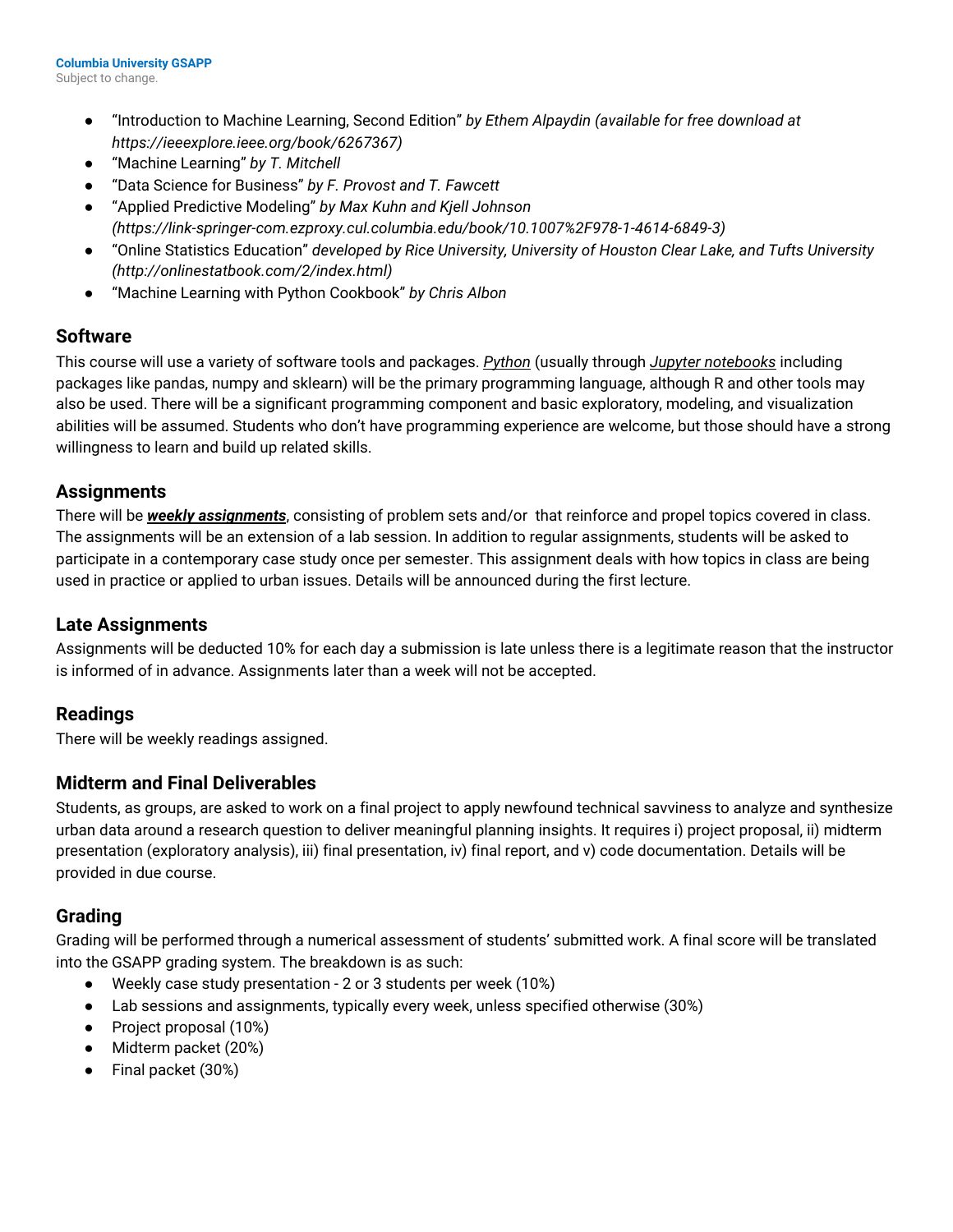- "Introduction to Machine Learning, Second Edition" *by Ethem Alpaydin (available for free download at https://ieeexplore.ieee.org/book/6267367)*
- "Machine Learning" *by T. Mitchell*
- "Data Science for Business" *by F. Provost and T. Fawcett*
- "Applied Predictive Modeling" *by Max Kuhn and Kjell Johnson (https://link-springer-com.ezproxy.cul.columbia.edu/book/10.1007%2F978-1-4614-6849-3)*
- "Online Statistics Education" *developed by Rice University, University of Houston Clear Lake, and Tufts University (http://onlinestatbook.com/2/index.html)*
- "Machine Learning with Python Cookbook" *by Chris Albon*

## Software

This course will use a variety of software tools and packages. Python (usually through Jupyter notebooks including packages like pandas, numpy and sklearn) will be the primary programming language, although R and other tools may also be used. There will be a significant programming component and basic exploratory, modeling, and visualization abilities will be assumed. Students who don't have programming experience are welcome, but those should have a strong willingness to learn and build up related skills.

## Assignments

There will be ***weekly assignments***, consisting of problem sets and/or  that reinforce and propel topics covered in class. The assignments will be an extension of a lab session. In addition to regular assignments, students will be asked to participate in a contemporary case study once per semester. This assignment deals with how topics in class are being used in practice or applied to urban issues. Details will be announced during the first lecture.

## Late Assignments

Assignments will be deducted 10% for each day a submission is late unless there is a legitimate reason that the instructor is informed of in advance. Assignments later than a week will not be accepted.

## Readings

There will be weekly readings assigned.

## Midterm and Final Deliverables

Students, as groups, are asked to work on a final project to apply newfound technical savviness to analyze and synthesize urban data around a research question to deliver meaningful planning insights. It requires i) project proposal, ii) midterm presentation (exploratory analysis), iii) final presentation, iv) final report, and v) code documentation. Details will be provided in due course.

## Grading

Grading will be performed through a numerical assessment of students' submitted work. A final score will be translated into the GSAPP grading system. The breakdown is as such:

- Weekly case study presentation - 2 or 3 students per week (10%)
- Lab sessions and assignments, typically every week, unless specified otherwise (30%)
- Project proposal (10%)
- Midterm packet (20%)
- Final packet (30%)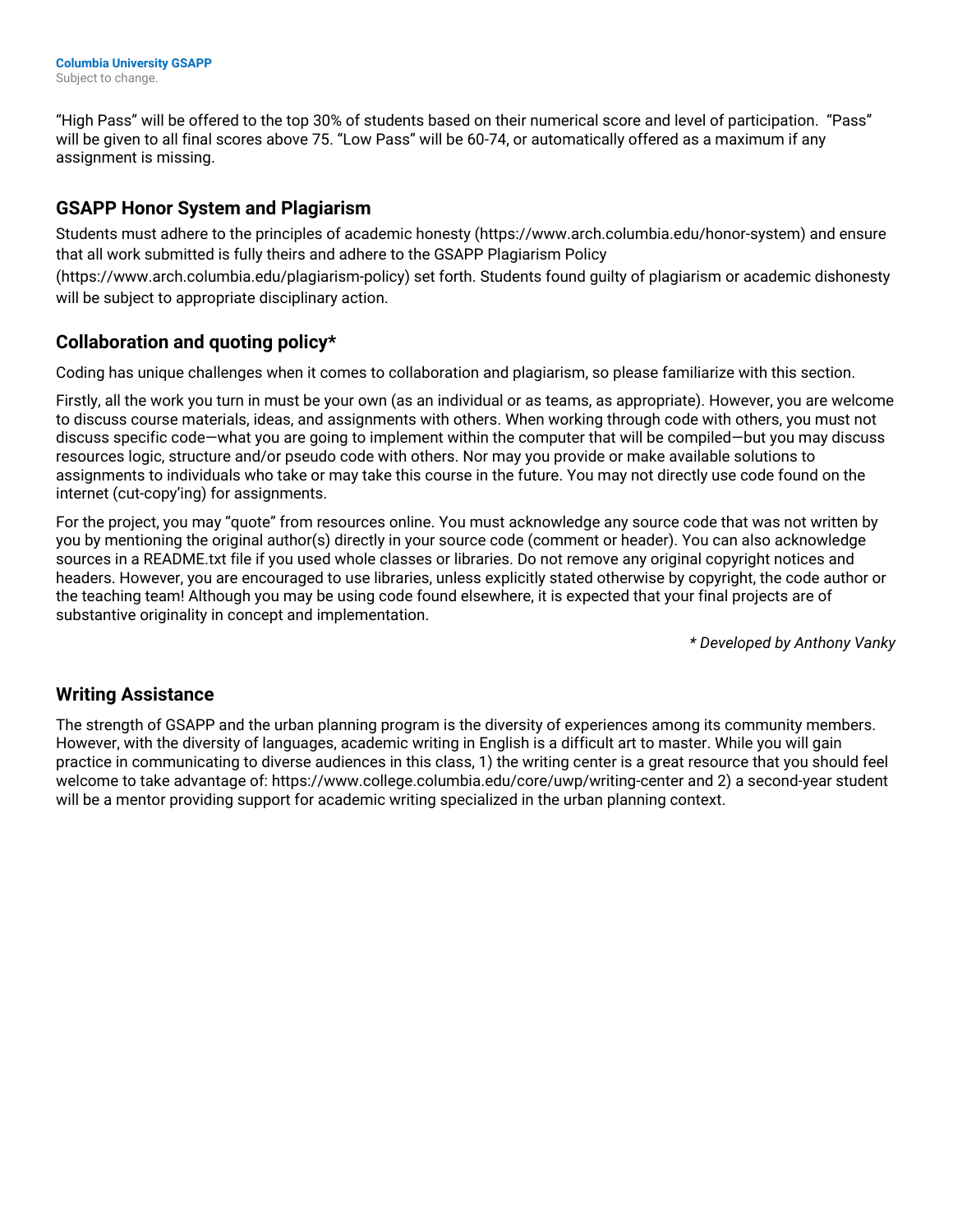“High Pass” will be offered to the top 30% of students based on their numerical score and level of participation. “Pass” will be given to all final scores above 75. “Low Pass” will be 60-74, or automatically offered as a maximum if any assignment is missing.

## GSAPP Honor System and Plagiarism

Students must adhere to the principles of academic honesty (https://www.arch.columbia.edu/honor-system) and ensure that all work submitted is fully theirs and adhere to the GSAPP Plagiarism Policy (https://www.arch.columbia.edu/plagiarism-policy) set forth. Students found guilty of plagiarism or academic dishonesty will be subject to appropriate disciplinary action.

## Collaboration and quoting policy*

Coding has unique challenges when it comes to collaboration and plagiarism, so please familiarize with this section.

Firstly, all the work you turn in must be your own (as an individual or as teams, as appropriate). However, you are welcome to discuss course materials, ideas, and assignments with others. When working through code with others, you must not discuss specific code—what you are going to implement within the computer that will be compiled—but you may discuss resources logic, structure and/or pseudo code with others. Nor may you provide or make available solutions to assignments to individuals who take or may take this course in the future. You may not directly use code found on the internet (cut-copy’ing) for assignments.

For the project, you may “quote” from resources online. You must acknowledge any source code that was not written by you by mentioning the original author(s) directly in your source code (comment or header). You can also acknowledge sources in a README.txt file if you used whole classes or libraries. Do not remove any original copyright notices and headers. However, you are encouraged to use libraries, unless explicitly stated otherwise by copyright, the code author or the teaching team! Although you may be using code found elsewhere, it is expected that your final projects are of substantive originality in concept and implementation.

*\* Developed by Anthony Vanky*

## Writing Assistance

The strength of GSAPP and the urban planning program is the diversity of experiences among its community members. However, with the diversity of languages, academic writing in English is a difficult art to master. While you will gain practice in communicating to diverse audiences in this class, 1) the writing center is a great resource that you should feel welcome to take advantage of: https://www.college.columbia.edu/core/uwp/writing-center and 2) a second-year student will be a mentor providing support for academic writing specialized in the urban planning context.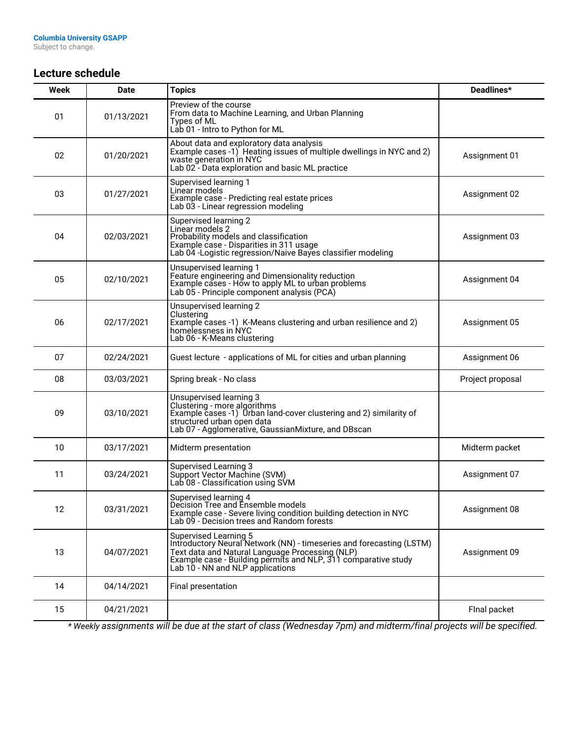Columbia University GSAPP
Subject to change.

## Lecture schedule

| Week | Date | Topics | Deadlines* |
|---|---|---|---|
| 01 | 01/13/2021 | Preview of the course<br>From data to Machine Learning, and Urban Planning<br>Types of ML<br>Lab 01 - Intro to Python for ML | |
| 02 | 01/20/2021 | About data and exploratory data analysis<br>Example cases -1) Heating issues of multiple dwellings in NYC and 2) waste generation in NYC<br>Lab 02 - Data exploration and basic ML practice | Assignment 01 |
| 03 | 01/27/2021 | Supervised learning 1<br>Linear models<br>Example case - Predicting real estate prices<br>Lab 03 - Linear regression modeling | Assignment 02 |
| 04 | 02/03/2021 | Supervised learning 2<br>Linear models 2<br>Probability models and classification<br>Example case - Disparities in 311 usage<br>Lab 04 -Logistic regression/Naive Bayes classifier modeling | Assignment 03 |
| 05 | 02/10/2021 | Unsupervised learning 1<br>Feature engineering and Dimensionality reduction<br>Example cases - How to apply ML to urban problems<br>Lab 05 - Principle component analysis (PCA) | Assignment 04 |
| 06 | 02/17/2021 | Unsupervised learning 2<br>Clustering<br>Example cases -1) K-Means clustering and urban resilience and 2) homelessness in NYC<br>Lab 06 - K-Means clustering | Assignment 05 |
| 07 | 02/24/2021 | Guest lecture - applications of ML for cities and urban planning | Assignment 06 |
| 08 | 03/03/2021 | Spring break - No class | Project proposal |
| 09 | 03/10/2021 | Unsupervised learning 3<br>Clustering - more algorithms<br>Example cases -1) Urban land-cover clustering and 2) similarity of structured urban open data<br>Lab 07 - Agglomerative, GaussianMixture, and DBscan | |
| 10 | 03/17/2021 | Midterm presentation | Midterm packet |
| 11 | 03/24/2021 | Supervised Learning 3<br>Support Vector Machine (SVM)<br>Lab 08 - Classification using SVM | Assignment 07 |
| 12 | 03/31/2021 | Supervised learning 4<br>Decision Tree and Ensemble models<br>Example case - Severe living condition building detection in NYC<br>Lab 09 - Decision trees and Random forests | Assignment 08 |
| 13 | 04/07/2021 | Supervised Learning 5<br>Introductory Neural Network (NN) - timeseries and forecasting (LSTM)<br>Text data and Natural Language Processing (NLP)<br>Example case - Building permits and NLP, 311 comparative study<br>Lab 10 - NN and NLP applications | Assignment 09 |
| 14 | 04/14/2021 | Final presentation | |
| 15 | 04/21/2021 | | FInal packet |

*\* Weekly assignments will be due at the start of class (Wednesday 7pm) and midterm/final projects will be specified.*